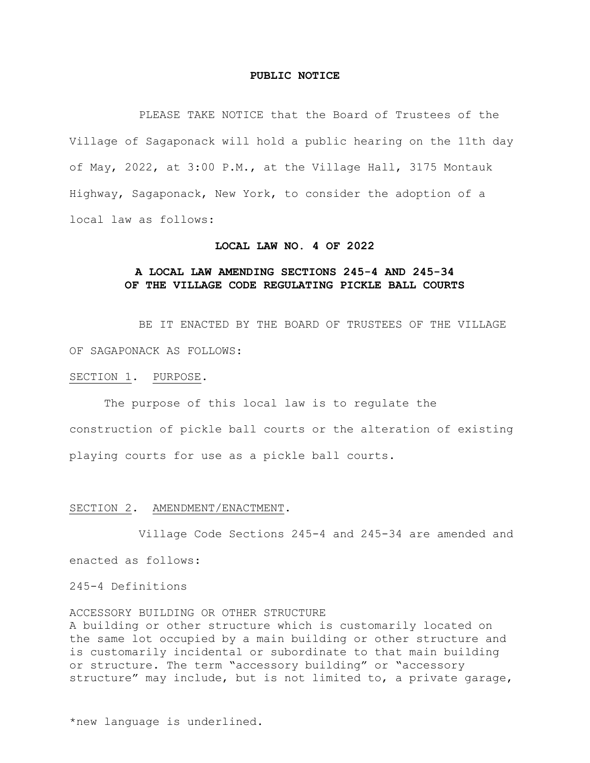**PUBLIC NOTICE**

PLEASE TAKE NOTICE that the Board of Trustees of the Village of Sagaponack will hold a public hearing on the 11th day of May, 2022, at 3:00 P.M., at the Village Hall, 3175 Montauk Highway, Sagaponack, New York, to consider the adoption of a local law as follows:

**LOCAL LAW NO. 4 OF 2022**

**A LOCAL LAW AMENDING SECTIONS 245-4 AND 245-34 OF THE VILLAGE CODE REGULATING PICKLE BALL COURTS**

BE IT ENACTED BY THE BOARD OF TRUSTEES OF THE VILLAGE OF SAGAPONACK AS FOLLOWS:

<u>SECTION 1</u>. <u>PURPOSE</u>.

The purpose of this local law is to regulate the construction of pickle ball courts or the alteration of existing playing courts for use as a pickle ball courts.

<u>SECTION 2</u>. <u>AMENDMENT/ENACTMENT</u>.

Village Code Sections 245-4 and 245-34 are amended and enacted as follows:

245-4 Definitions

ACCESSORY BUILDING OR OTHER STRUCTURE
A building or other structure which is customarily located on the same lot occupied by a main building or other structure and is customarily incidental or subordinate to that main building or structure. The term "accessory building" or "accessory structure" may include, but is not limited to, a private garage,

*new language is underlined.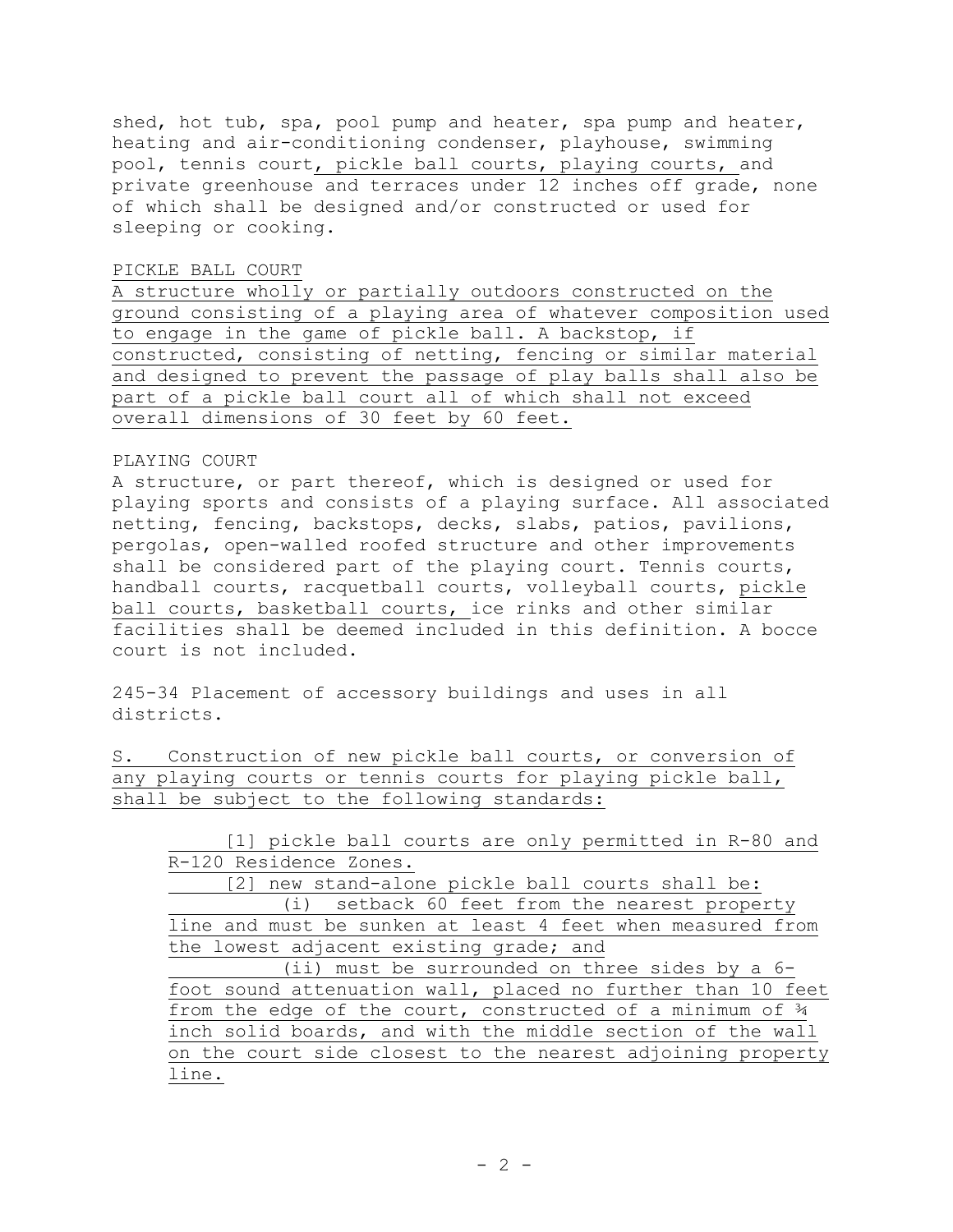shed, hot tub, spa, pool pump and heater, spa pump and heater, heating and air-conditioning condenser, playhouse, swimming pool, tennis court, pickle ball courts, playing courts, and private greenhouse and terraces under 12 inches off grade, none of which shall be designed and/or constructed or used for sleeping or cooking.

PICKLE BALL COURT

A structure wholly or partially outdoors constructed on the ground consisting of a playing area of whatever composition used to engage in the game of pickle ball. A backstop, if constructed, consisting of netting, fencing or similar material and designed to prevent the passage of play balls shall also be part of a pickle ball court all of which shall not exceed overall dimensions of 30 feet by 60 feet.

PLAYING COURT

A structure, or part thereof, which is designed or used for playing sports and consists of a playing surface. All associated netting, fencing, backstops, decks, slabs, patios, pavilions, pergolas, open-walled roofed structure and other improvements shall be considered part of the playing court. Tennis courts, handball courts, racquetball courts, volleyball courts, pickle ball courts, basketball courts, ice rinks and other similar facilities shall be deemed included in this definition. A bocce court is not included.

245-34 Placement of accessory buildings and uses in all districts.

S. Construction of new pickle ball courts, or conversion of any playing courts or tennis courts for playing pickle ball, shall be subject to the following standards:

[1] pickle ball courts are only permitted in R-80 and R-120 Residence Zones.

[2] new stand-alone pickle ball courts shall be:

(i) setback 60 feet from the nearest property line and must be sunken at least 4 feet when measured from the lowest adjacent existing grade; and

(ii) must be surrounded on three sides by a 6-foot sound attenuation wall, placed no further than 10 feet from the edge of the court, constructed of a minimum of ¾ inch solid boards, and with the middle section of the wall on the court side closest to the nearest adjoining property line.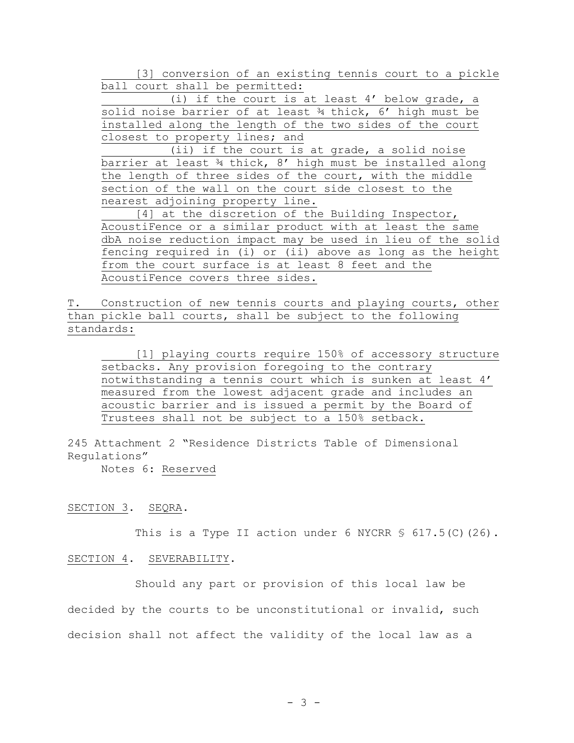[3] conversion of an existing tennis court to a pickle ball court shall be permitted:

(i) if the court is at least 4' below grade, a solid noise barrier of at least ¾ thick, 6' high must be installed along the length of the two sides of the court closest to property lines; and

(ii) if the court is at grade, a solid noise barrier at least ¾ thick, 8' high must be installed along the length of three sides of the court, with the middle section of the wall on the court side closest to the nearest adjoining property line.

[4] at the discretion of the Building Inspector, AcoustiFence or a similar product with at least the same dbA noise reduction impact may be used in lieu of the solid fencing required in (i) or (ii) above as long as the height from the court surface is at least 8 feet and the AcoustiFence covers three sides.

T. Construction of new tennis courts and playing courts, other than pickle ball courts, shall be subject to the following standards:

[1] playing courts require 150% of accessory structure setbacks. Any provision foregoing to the contrary notwithstanding a tennis court which is sunken at least 4' measured from the lowest adjacent grade and includes an acoustic barrier and is issued a permit by the Board of Trustees shall not be subject to a 150% setback.

245 Attachment 2 "Residence Districts Table of Dimensional Regulations"

Notes 6: Reserved

SECTION 3. SEQRA.

This is a Type II action under 6 NYCRR § 617.5(C)(26).

SECTION 4. SEVERABILITY.

Should any part or provision of this local law be decided by the courts to be unconstitutional or invalid, such decision shall not affect the validity of the local law as a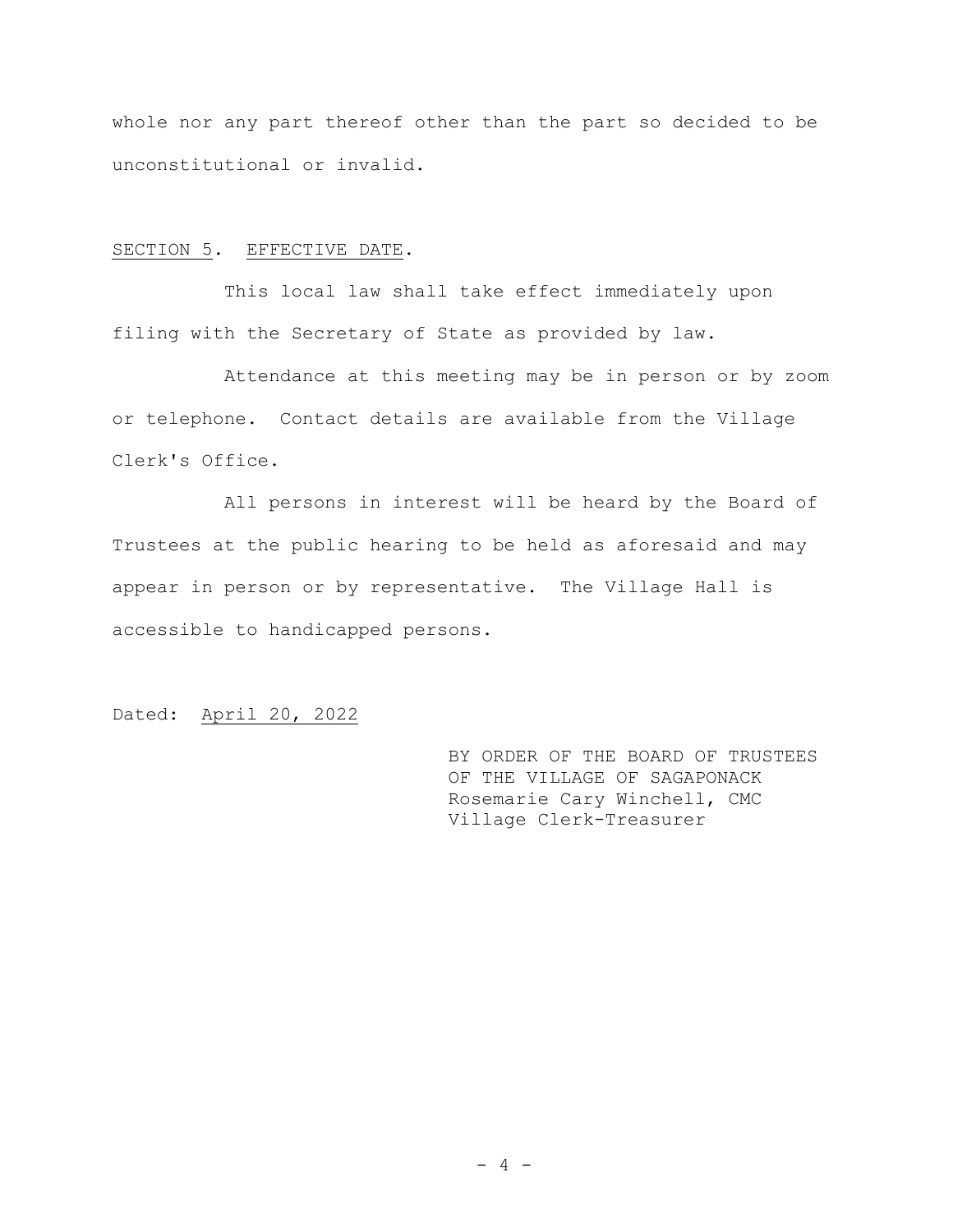whole nor any part thereof other than the part so decided to be unconstitutional or invalid.

SECTION 5. EFFECTIVE DATE.

This local law shall take effect immediately upon filing with the Secretary of State as provided by law.

Attendance at this meeting may be in person or by zoom or telephone. Contact details are available from the Village Clerk's Office.

All persons in interest will be heard by the Board of Trustees at the public hearing to be held as aforesaid and may appear in person or by representative. The Village Hall is accessible to handicapped persons.

Dated: April 20, 2022

BY ORDER OF THE BOARD OF TRUSTEES
OF THE VILLAGE OF SAGAPONACK
Rosemarie Cary Winchell, CMC
Village Clerk-Treasurer